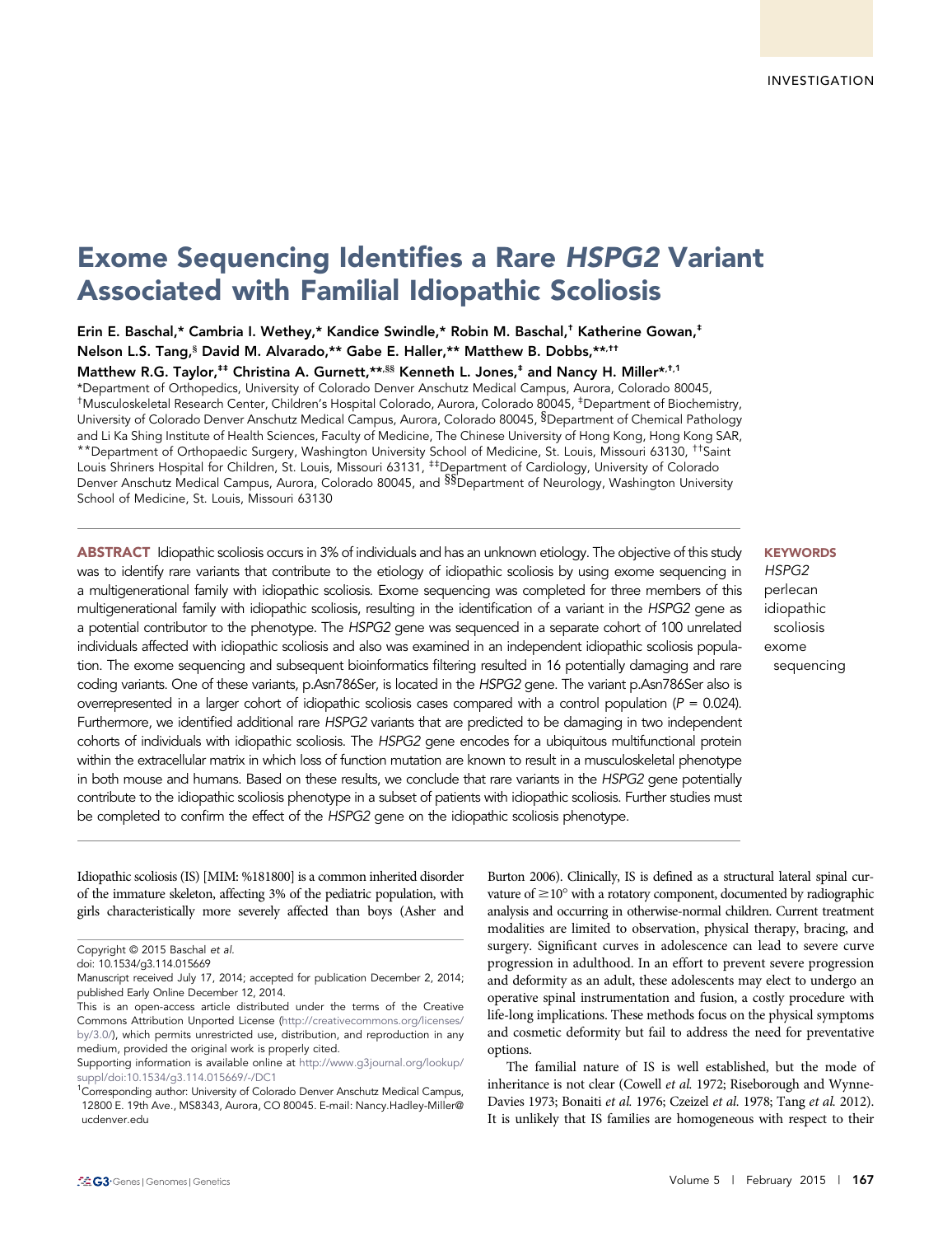INVESTIGATION

# Exome Sequencing Identifies a Rare *HSPG2* Variant Associated with Familial Idiopathic Scoliosis

Erin E. Baschal,* Cambria I. Wethey,* Kandice Swindle,* Robin M. Baschal,[†] Katherine Gowan,[‡] Nelson L.S. Tang,[§] David M. Alvarado,** Gabe E. Haller,** Matthew B. Dobbs,**[,††] Matthew R.G. Taylor,[‡‡] Christina A. Gurnett,**[,§§] Kenneth L. Jones,[‡] and Nancy H. Miller*[,†,1]

*Department of Orthopedics, University of Colorado Denver Anschutz Medical Campus, Aurora, Colorado 80045, [†]Musculoskeletal Research Center, Children's Hospital Colorado, Aurora, Colorado 80045, [‡]Department of Biochemistry, University of Colorado Denver Anschutz Medical Campus, Aurora, Colorado 80045, [§]Department of Chemical Pathology and Li Ka Shing Institute of Health Sciences, Faculty of Medicine, The Chinese University of Hong Kong, Hong Kong SAR, **Department of Orthopaedic Surgery, Washington University School of Medicine, St. Louis, Missouri 63130, [††]Saint Louis Shriners Hospital for Children, St. Louis, Missouri 63131, [‡‡]Department of Cardiology, University of Colorado Denver Anschutz Medical Campus, Aurora, Colorado 80045, and [§§]Department of Neurology, Washington University School of Medicine, St. Louis, Missouri 63130

**ABSTRACT** Idiopathic scoliosis occurs in 3% of individuals and has an unknown etiology. The objective of this study was to identify rare variants that contribute to the etiology of idiopathic scoliosis by using exome sequencing in a multigenerational family with idiopathic scoliosis. Exome sequencing was completed for three members of this multigenerational family with idiopathic scoliosis, resulting in the identification of a variant in the *HSPG2* gene as a potential contributor to the phenotype. The *HSPG2* gene was sequenced in a separate cohort of 100 unrelated individuals affected with idiopathic scoliosis and also was examined in an independent idiopathic scoliosis population. The exome sequencing and subsequent bioinformatics filtering resulted in 16 potentially damaging and rare coding variants. One of these variants, p.Asn786Ser, is located in the *HSPG2* gene. The variant p.Asn786Ser also is overrepresented in a larger cohort of idiopathic scoliosis cases compared with a control population ($P = 0.024$). Furthermore, we identified additional rare *HSPG2* variants that are predicted to be damaging in two independent cohorts of individuals with idiopathic scoliosis. The *HSPG2* gene encodes for a ubiquitous multifunctional protein within the extracellular matrix in which loss of function mutation are known to result in a musculoskeletal phenotype in both mouse and humans. Based on these results, we conclude that rare variants in the *HSPG2* gene potentially contribute to the idiopathic scoliosis phenotype in a subset of patients with idiopathic scoliosis. Further studies must be completed to confirm the effect of the *HSPG2* gene on the idiopathic scoliosis phenotype.

**KEYWORDS**
*HSPG2*
perlecan
idiopathic scoliosis
exome sequencing

Idiopathic scoliosis (IS) [MIM: %181800] is a common inherited disorder of the immature skeleton, affecting 3% of the pediatric population, with girls characteristically more severely affected than boys (Asher and Burton 2006). Clinically, IS is defined as a structural lateral spinal curvature of ≥10° with a rotatory component, documented by radiographic analysis and occurring in otherwise-normal children. Current treatment modalities are limited to observation, physical therapy, bracing, and surgery. Significant curves in adolescence can lead to severe curve progression in adulthood. In an effort to prevent severe progression and deformity as an adult, these adolescents may elect to undergo an operative spinal instrumentation and fusion, a costly procedure with life-long implications. These methods focus on the physical symptoms and cosmetic deformity but fail to address the need for preventative options.

The familial nature of IS is well established, but the mode of inheritance is not clear (Cowell *et al.* 1972; Riseborough and Wynne-Davies 1973; Bonaiti *et al.* 1976; Czeizel *et al.* 1978; Tang *et al.* 2012). It is unlikely that IS families are homogeneous with respect to their

Copyright © 2015 Baschal *et al.*
doi: 10.1534/g3.114.015669
Manuscript received July 17, 2014; accepted for publication December 2, 2014; published Early Online December 12, 2014.
This is an open-access article distributed under the terms of the Creative Commons Attribution Unported License (http://creativecommons.org/licenses/by/3.0/), which permits unrestricted use, distribution, and reproduction in any medium, provided the original work is properly cited.
Supporting information is available online at http://www.g3journal.org/lookup/suppl/doi:10.1534/g3.114.015669/-/DC1
[1]Corresponding author: University of Colorado Denver Anschutz Medical Campus, 12800 E. 19th Ave., MS8343, Aurora, CO 80045. E-mail: Nancy.Hadley-Miller@ucdenver.edu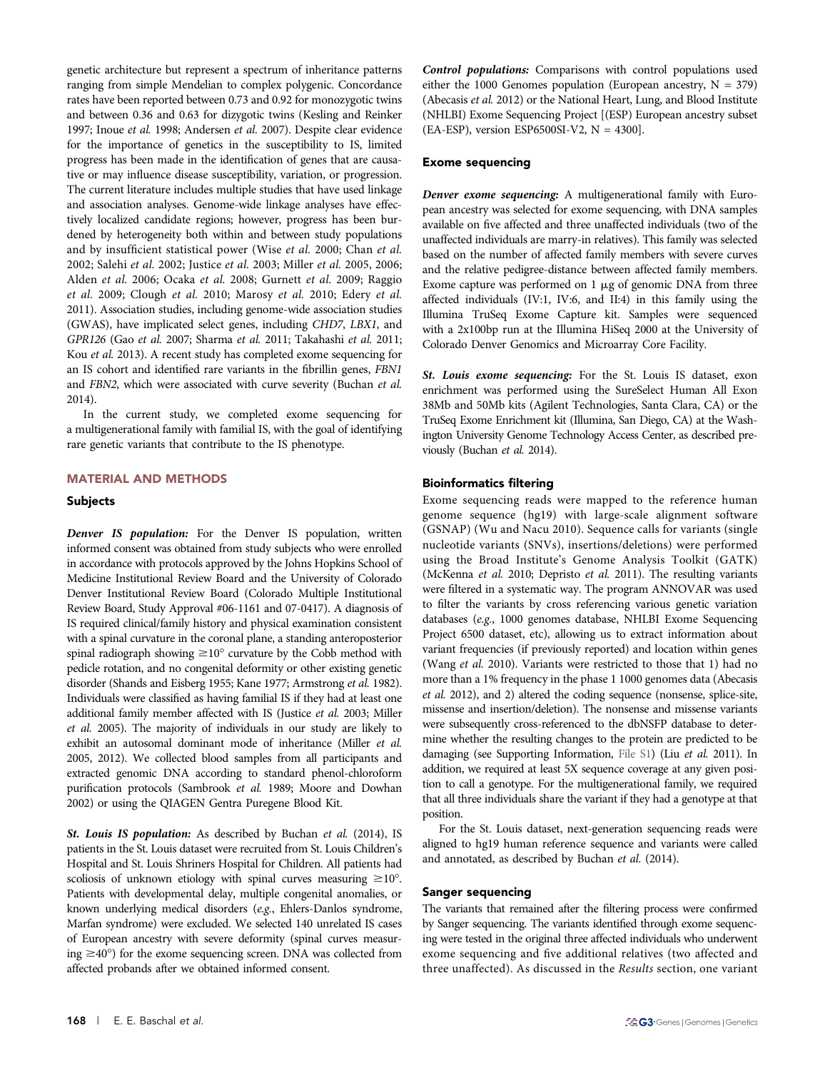genetic architecture but represent a spectrum of inheritance patterns ranging from simple Mendelian to complex polygenic. Concordance rates have been reported between 0.73 and 0.92 for monozygotic twins and between 0.36 and 0.63 for dizygotic twins (Kesling and Reinker 1997; Inoue *et al.* 1998; Andersen *et al.* 2007). Despite clear evidence for the importance of genetics in the susceptibility to IS, limited progress has been made in the identification of genes that are causative or may influence disease susceptibility, variation, or progression. The current literature includes multiple studies that have used linkage and association analyses. Genome-wide linkage analyses have effectively localized candidate regions; however, progress has been burdened by heterogeneity both within and between study populations and by insufficient statistical power (Wise *et al.* 2000; Chan *et al.* 2002; Salehi *et al.* 2002; Justice *et al.* 2003; Miller *et al.* 2005, 2006; Alden *et al.* 2006; Ocaka *et al.* 2008; Gurnett *et al.* 2009; Raggio *et al.* 2009; Clough *et al.* 2010; Marosy *et al.* 2010; Edery *et al.* 2011). Association studies, including genome-wide association studies (GWAS), have implicated select genes, including *CHD7*, *LBX1*, and *GPR126* (Gao *et al.* 2007; Sharma *et al.* 2011; Takahashi *et al.* 2011; Kou *et al.* 2013). A recent study has completed exome sequencing for an IS cohort and identified rare variants in the fibrillin genes, *FBN1* and *FBN2*, which were associated with curve severity (Buchan *et al.* 2014).

In the current study, we completed exome sequencing for a multigenerational family with familial IS, with the goal of identifying rare genetic variants that contribute to the IS phenotype.

## MATERIAL AND METHODS

### Subjects

***Denver IS population:*** For the Denver IS population, written informed consent was obtained from study subjects who were enrolled in accordance with protocols approved by the Johns Hopkins School of Medicine Institutional Review Board and the University of Colorado Denver Institutional Review Board (Colorado Multiple Institutional Review Board, Study Approval #06-1161 and 07-0417). A diagnosis of IS required clinical/family history and physical examination consistent with a spinal curvature in the coronal plane, a standing anteroposterior spinal radiograph showing ≥10° curvature by the Cobb method with pedicle rotation, and no congenital deformity or other existing genetic disorder (Shands and Eisberg 1955; Kane 1977; Armstrong *et al.* 1982). Individuals were classified as having familial IS if they had at least one additional family member affected with IS (Justice *et al.* 2003; Miller *et al.* 2005). The majority of individuals in our study are likely to exhibit an autosomal dominant mode of inheritance (Miller *et al.* 2005, 2012). We collected blood samples from all participants and extracted genomic DNA according to standard phenol-chloroform purification protocols (Sambrook *et al.* 1989; Moore and Dowhan 2002) or using the QIAGEN Gentra Puregene Blood Kit.

***St. Louis IS population:*** As described by Buchan *et al.* (2014), IS patients in the St. Louis dataset were recruited from St. Louis Children's Hospital and St. Louis Shriners Hospital for Children. All patients had scoliosis of unknown etiology with spinal curves measuring ≥10°. Patients with developmental delay, multiple congenital anomalies, or known underlying medical disorders (*e.g.*, Ehlers-Danlos syndrome, Marfan syndrome) were excluded. We selected 140 unrelated IS cases of European ancestry with severe deformity (spinal curves measuring ≥40°) for the exome sequencing screen. DNA was collected from affected probands after we obtained informed consent.

***Control populations:*** Comparisons with control populations used either the 1000 Genomes population (European ancestry, N = 379) (Abecasis *et al.* 2012) or the National Heart, Lung, and Blood Institute (NHLBI) Exome Sequencing Project [(ESP) European ancestry subset (EA-ESP), version ESP6500SI-V2, N = 4300].

### Exome sequencing

***Denver exome sequencing:*** A multigenerational family with European ancestry was selected for exome sequencing, with DNA samples available on five affected and three unaffected individuals (two of the unaffected individuals are marry-in relatives). This family was selected based on the number of affected family members with severe curves and the relative pedigree-distance between affected family members. Exome capture was performed on 1 μg of genomic DNA from three affected individuals (IV:1, IV:6, and II:4) in this family using the Illumina TruSeq Exome Capture kit. Samples were sequenced with a 2x100bp run at the Illumina HiSeq 2000 at the University of Colorado Denver Genomics and Microarray Core Facility.

***St. Louis exome sequencing:*** For the St. Louis IS dataset, exon enrichment was performed using the SureSelect Human All Exon 38Mb and 50Mb kits (Agilent Technologies, Santa Clara, CA) or the TruSeq Exome Enrichment kit (Illumina, San Diego, CA) at the Washington University Genome Technology Access Center, as described previously (Buchan *et al.* 2014).

### Bioinformatics filtering

Exome sequencing reads were mapped to the reference human genome sequence (hg19) with large-scale alignment software (GSNAP) (Wu and Nacu 2010). Sequence calls for variants (single nucleotide variants (SNVs), insertions/deletions) were performed using the Broad Institute's Genome Analysis Toolkit (GATK) (McKenna *et al.* 2010; Depristo *et al.* 2011). The resulting variants were filtered in a systematic way. The program ANNOVAR was used to filter the variants by cross referencing various genetic variation databases (*e.g.*, 1000 genomes database, NHLBI Exome Sequencing Project 6500 dataset, etc), allowing us to extract information about variant frequencies (if previously reported) and location within genes (Wang *et al.* 2010). Variants were restricted to those that 1) had no more than a 1% frequency in the phase 1 1000 genomes data (Abecasis *et al.* 2012), and 2) altered the coding sequence (nonsense, splice-site, missense and insertion/deletion). The nonsense and missense variants were subsequently cross-referenced to the dbNSFP database to determine whether the resulting changes to the protein are predicted to be damaging (see Supporting Information, File S1) (Liu *et al.* 2011). In addition, we required at least 5X sequence coverage at any given position to call a genotype. For the multigenerational family, we required that all three individuals share the variant if they had a genotype at that position.

For the St. Louis dataset, next-generation sequencing reads were aligned to hg19 human reference sequence and variants were called and annotated, as described by Buchan *et al.* (2014).

### Sanger sequencing

The variants that remained after the filtering process were confirmed by Sanger sequencing. The variants identified through exome sequencing were tested in the original three affected individuals who underwent exome sequencing and five additional relatives (two affected and three unaffected). As discussed in the *Results* section, one variant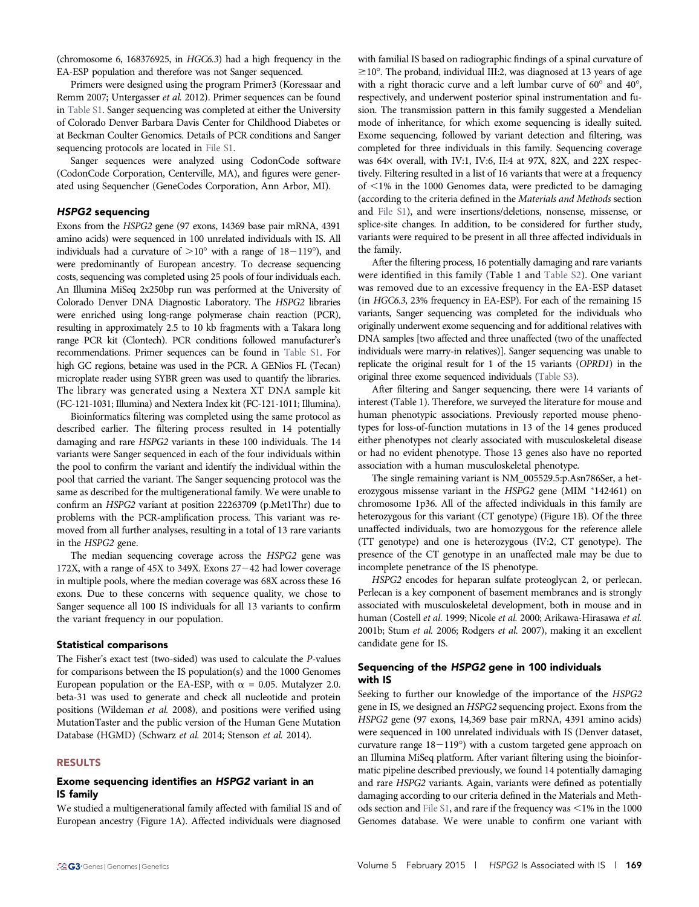(chromosome 6, 168376925, in *HGC6.3*) had a high frequency in the EA-ESP population and therefore was not Sanger sequenced.

Primers were designed using the program Primer3 (Koressaar and Remm 2007; Untergasser *et al.* 2012). Primer sequences can be found in Table S1. Sanger sequencing was completed at either the University of Colorado Denver Barbara Davis Center for Childhood Diabetes or at Beckman Coulter Genomics. Details of PCR conditions and Sanger sequencing protocols are located in File S1.

Sanger sequences were analyzed using CodonCode software (CodonCode Corporation, Centerville, MA), and figures were generated using Sequencher (GeneCodes Corporation, Ann Arbor, MI).

### *HSPG2* sequencing

Exons from the *HSPG2* gene (97 exons, 14369 base pair mRNA, 4391 amino acids) were sequenced in 100 unrelated individuals with IS. All individuals had a curvature of >10° with a range of 18−119°), and were predominantly of European ancestry. To decrease sequencing costs, sequencing was completed using 25 pools of four individuals each. An Illumina MiSeq 2x250bp run was performed at the University of Colorado Denver DNA Diagnostic Laboratory. The *HSPG2* libraries were enriched using long-range polymerase chain reaction (PCR), resulting in approximately 2.5 to 10 kb fragments with a Takara long range PCR kit (Clontech). PCR conditions followed manufacturer's recommendations. Primer sequences can be found in Table S1. For high GC regions, betaine was used in the PCR. A GENios FL (Tecan) microplate reader using SYBR green was used to quantify the libraries. The library was generated using a Nextera XT DNA sample kit (FC-121-1031; Illumina) and Nextera Index kit (FC-121-1011; Illumina).

Bioinformatics filtering was completed using the same protocol as described earlier. The filtering process resulted in 14 potentially damaging and rare *HSPG2* variants in these 100 individuals. The 14 variants were Sanger sequenced in each of the four individuals within the pool to confirm the variant and identify the individual within the pool that carried the variant. The Sanger sequencing protocol was the same as described for the multigenerational family. We were unable to confirm an *HSPG2* variant at position 22263709 (p.Met1Thr) due to problems with the PCR-amplification process. This variant was removed from all further analyses, resulting in a total of 13 rare variants in the *HSPG2* gene.

The median sequencing coverage across the *HSPG2* gene was 172X, with a range of 45X to 349X. Exons 27−42 had lower coverage in multiple pools, where the median coverage was 68X across these 16 exons. Due to these concerns with sequence quality, we chose to Sanger sequence all 100 IS individuals for all 13 variants to confirm the variant frequency in our population.

### Statistical comparisons

The Fisher's exact test (two-sided) was used to calculate the *P*-values for comparisons between the IS population(s) and the 1000 Genomes European population or the EA-ESP, with $\alpha = 0.05$. Mutalyzer 2.0. beta-31 was used to generate and check all nucleotide and protein positions (Wildeman *et al.* 2008), and positions were verified using MutationTaster and the public version of the Human Gene Mutation Database (HGMD) (Schwarz *et al.* 2014; Stenson *et al.* 2014).

## RESULTS

### Exome sequencing identifies an *HSPG2* variant in an IS family

We studied a multigenerational family affected with familial IS and of European ancestry (Figure 1A). Affected individuals were diagnosed with familial IS based on radiographic findings of a spinal curvature of ≥10°. The proband, individual III:2, was diagnosed at 13 years of age with a right thoracic curve and a left lumbar curve of 60° and 40°, respectively, and underwent posterior spinal instrumentation and fusion. The transmission pattern in this family suggested a Mendelian mode of inheritance, for which exome sequencing is ideally suited. Exome sequencing, followed by variant detection and filtering, was completed for three individuals in this family. Sequencing coverage was 64× overall, with IV:1, IV:6, II:4 at 97X, 82X, and 22X respectively. Filtering resulted in a list of 16 variants that were at a frequency of <1% in the 1000 Genomes data, were predicted to be damaging (according to the criteria defined in the *Materials and Methods* section and File S1), and were insertions/deletions, nonsense, missense, or splice-site changes. In addition, to be considered for further study, variants were required to be present in all three affected individuals in the family.

After the filtering process, 16 potentially damaging and rare variants were identified in this family (Table 1 and Table S2). One variant was removed due to an excessive frequency in the EA-ESP dataset (in *HGC6.3*, 23% frequency in EA-ESP). For each of the remaining 15 variants, Sanger sequencing was completed for the individuals who originally underwent exome sequencing and for additional relatives with DNA samples [two affected and three unaffected (two of the unaffected individuals were marry-in relatives)]. Sanger sequencing was unable to replicate the original result for 1 of the 15 variants (*OPRD1*) in the original three exome sequenced individuals (Table S3).

After filtering and Sanger sequencing, there were 14 variants of interest (Table 1). Therefore, we surveyed the literature for mouse and human phenotypic associations. Previously reported mouse phenotypes for loss-of-function mutations in 13 of the 14 genes produced either phenotypes not clearly associated with musculoskeletal disease or had no evident phenotype. Those 13 genes also have no reported association with a human musculoskeletal phenotype.

The single remaining variant is NM_005529.5:p.Asn786Ser, a heterozygous missense variant in the *HSPG2* gene (MIM *142461) on chromosome 1p36. All of the affected individuals in this family are heterozygous for this variant (CT genotype) (Figure 1B). Of the three unaffected individuals, two are homozygous for the reference allele (TT genotype) and one is heterozygous (IV:2, CT genotype). The presence of the CT genotype in an unaffected male may be due to incomplete penetrance of the IS phenotype.

*HSPG2* encodes for heparan sulfate proteoglycan 2, or perlecan. Perlecan is a key component of basement membranes and is strongly associated with musculoskeletal development, both in mouse and in human (Costell *et al.* 1999; Nicole *et al.* 2000; Arikawa-Hirasawa *et al.* 2001b; Stum *et al.* 2006; Rodgers *et al.* 2007), making it an excellent candidate gene for IS.

### Sequencing of the *HSPG2* gene in 100 individuals with IS

Seeking to further our knowledge of the importance of the *HSPG2* gene in IS, we designed an *HSPG2* sequencing project. Exons from the *HSPG2* gene (97 exons, 14,369 base pair mRNA, 4391 amino acids) were sequenced in 100 unrelated individuals with IS (Denver dataset, curvature range 18−119°) with a custom targeted gene approach on an Illumina MiSeq platform. After variant filtering using the bioinformatic pipeline described previously, we found 14 potentially damaging and rare *HSPG2* variants. Again, variants were defined as potentially damaging according to our criteria defined in the Materials and Methods section and File S1, and rare if the frequency was <1% in the 1000 Genomes database. We were unable to confirm one variant with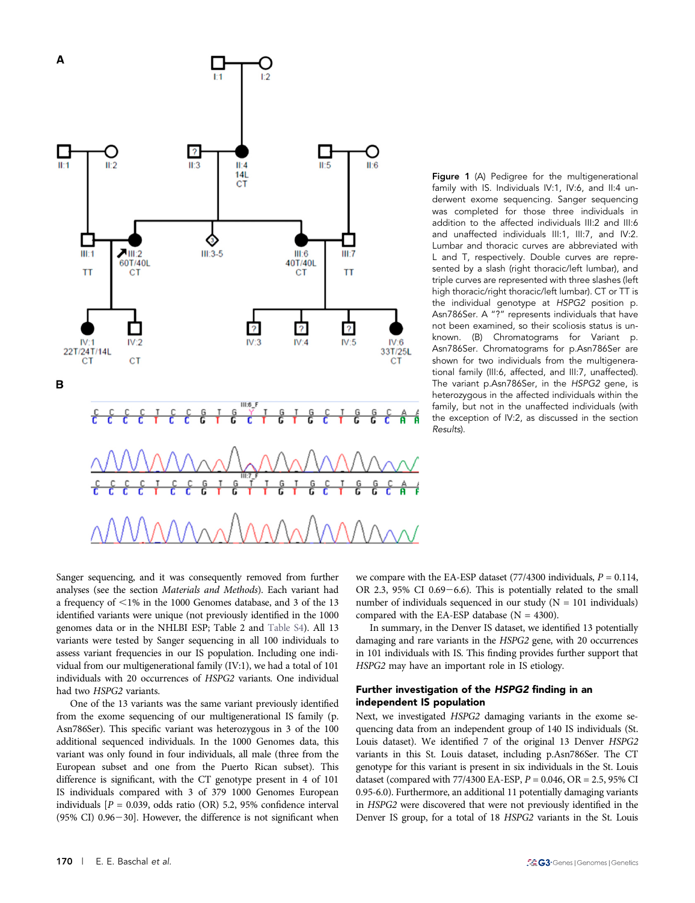**Figure 1** (A) Pedigree for the multigenerational family with IS. Individuals IV:1, IV:6, and II:4 underwent exome sequencing. Sanger sequencing was completed for those three individuals in addition to the affected individuals III:2 and III:6 and unaffected individuals III:1, III:7, and IV:2. Lumbar and thoracic curves are abbreviated with L and T, respectively. Double curves are represented by a slash (right thoracic/left lumbar), and triple curves are represented with three slashes (left high thoracic/right thoracic/left lumbar). CT or TT is the individual genotype at *HSPG2* position p. Asn786Ser. A "?" represents individuals that have not been examined, so their scoliosis status is unknown. (B) Chromatograms for Variant p. Asn786Ser. Chromatograms for p.Asn786Ser are shown for two individuals from the multigenerational family (III:6, affected, and III:7, unaffected). The variant p.Asn786Ser, in the *HSPG2* gene, is heterozygous in the affected individuals within the family, but not in the unaffected individuals (with the exception of IV:2, as discussed in the section *Results*).

Sanger sequencing, and it was consequently removed from further analyses (see the section *Materials and Methods*). Each variant had a frequency of <1% in the 1000 Genomes database, and 3 of the 13 identified variants were unique (not previously identified in the 1000 genomes data or in the NHLBI ESP; Table 2 and Table S4). All 13 variants were tested by Sanger sequencing in all 100 individuals to assess variant frequencies in our IS population. Including one individual from our multigenerational family (IV:1), we had a total of 101 individuals with 20 occurrences of *HSPG2* variants. One individual had two *HSPG2* variants.

One of the 13 variants was the same variant previously identified from the exome sequencing of our multigenerational IS family (p. Asn786Ser). This specific variant was heterozygous in 3 of the 100 additional sequenced individuals. In the 1000 Genomes data, this variant was only found in four individuals, all male (three from the European subset and one from the Puerto Rican subset). This difference is significant, with the CT genotype present in 4 of 101 IS individuals compared with 3 of 379 1000 Genomes European individuals [$P = 0.039$, odds ratio (OR) 5.2, 95% confidence interval (95% CI) 0.96−30]. However, the difference is not significant when we compare with the EA-ESP dataset (77/4300 individuals, $P = 0.114$, OR 2.3, 95% CI 0.69−6.6). This is potentially related to the small number of individuals sequenced in our study (N = 101 individuals) compared with the EA-ESP database (N = 4300).

In summary, in the Denver IS dataset, we identified 13 potentially damaging and rare variants in the *HSPG2* gene, with 20 occurrences in 101 individuals with IS. This finding provides further support that *HSPG2* may have an important role in IS etiology.

## Further investigation of the *HSPG2* finding in an independent IS population

Next, we investigated *HSPG2* damaging variants in the exome sequencing data from an independent group of 140 IS individuals (St. Louis dataset). We identified 7 of the original 13 Denver *HSPG2* variants in this St. Louis dataset, including p.Asn786Ser. The CT genotype for this variant is present in six individuals in the St. Louis dataset (compared with 77/4300 EA-ESP, $P = 0.046$, OR = 2.5, 95% CI 0.95-6.0). Furthermore, an additional 11 potentially damaging variants in *HSPG2* were discovered that were not previously identified in the Denver IS group, for a total of 18 *HSPG2* variants in the St. Louis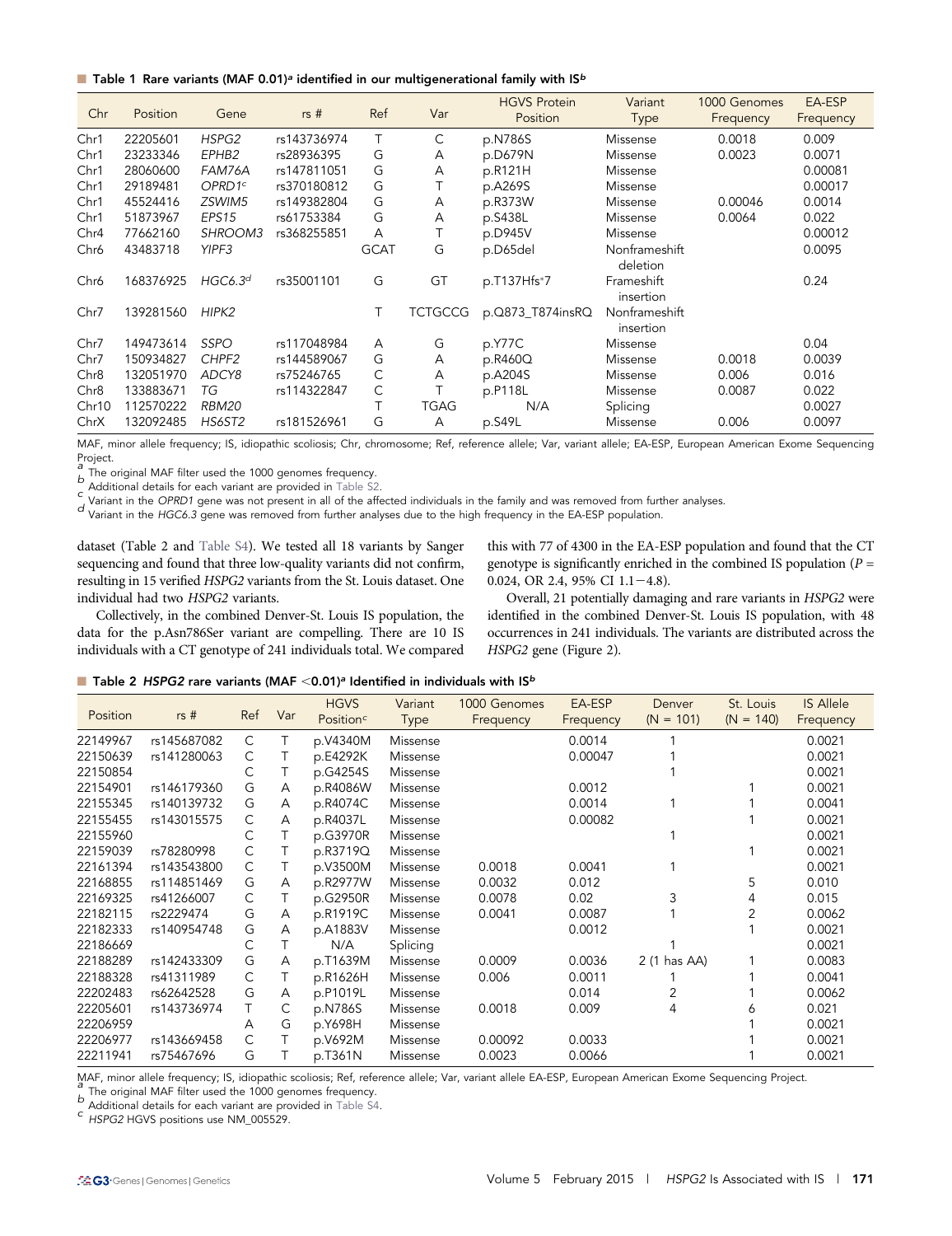**Table 1** Rare variants (MAF 0.01)[a] identified in our multigenerational family with IS[b]

| Chr | Position | Gene | rs # | Ref | Var | HGVS Protein Position | Variant Type | 1000 Genomes Frequency | EA-ESP Frequency |
|---|---|---|---|---|---|---|---|---|---|
| Chr1 | 22205601 | *HSPG2* | rs143736974 | T | C | p.N786S | Missense | 0.0018 | 0.009 |
| Chr1 | 23233346 | *EPHB2* | rs28936395 | G | A | p.D679N | Missense | 0.0023 | 0.0071 |
| Chr1 | 28060600 | *FAM76A* | rs147811051 | G | A | p.R121H | Missense | | 0.00081 |
| Chr1 | 29189481 | *OPRD1*[c] | rs370180812 | G | T | p.A269S | Missense | | 0.00017 |
| Chr1 | 45524416 | *ZSWIM5* | rs149382804 | G | A | p.R373W | Missense | 0.00046 | 0.0014 |
| Chr1 | 51873967 | *EPS15* | rs61753384 | G | A | p.S438L | Missense | 0.0064 | 0.022 |
| Chr4 | 77662160 | *SHROOM3* | rs368255851 | A | T | p.D945V | Missense | | 0.00012 |
| Chr6 | 43483718 | *YIPF3* | | GCAT | G | p.D65del | Nonframeshift deletion | | 0.0095 |
| Chr6 | 168376925 | *HGC6.3*[d] | rs35001101 | G | GT | p.T137Hfs*7 | Frameshift insertion | | 0.24 |
| Chr7 | 139281560 | *HIPK2* | | T | TCTGCCG | p.Q873_T874insRQ | Nonframeshift insertion | | |
| Chr7 | 149473614 | *SSPO* | rs117048984 | A | G | p.Y77C | Missense | | 0.04 |
| Chr7 | 150934827 | *CHPF2* | rs144589067 | G | A | p.R460Q | Missense | 0.0018 | 0.0039 |
| Chr8 | 132051970 | *ADCY8* | rs75246765 | C | A | p.A204S | Missense | 0.006 | 0.016 |
| Chr8 | 133883671 | *TG* | rs114322847 | C | T | p.P118L | Missense | 0.0087 | 0.022 |
| Chr10 | 112570222 | *RBM20* | | T | TGAG | N/A | Splicing | | 0.0027 |
| ChrX | 132092485 | *HS6ST2* | rs181526961 | G | A | p.S49L | Missense | 0.006 | 0.0097 |

MAF, minor allele frequency; IS, idiopathic scoliosis; Chr, chromosome; Ref, reference allele; Var, variant allele; EA-ESP, European American Exome Sequencing Project.
[a] The original MAF filter used the 1000 genomes frequency.
[b] Additional details for each variant are provided in Table S2.
[c] Variant in the *OPRD1* gene was not present in all of the affected individuals in the family and was removed from further analyses.
[d] Variant in the *HGC6.3* gene was removed from further analyses due to the high frequency in the EA-ESP population.

dataset (Table 2 and Table S4). We tested all 18 variants by Sanger sequencing and found that three low-quality variants did not confirm, resulting in 15 verified *HSPG2* variants from the St. Louis dataset. One individual had two *HSPG2* variants.

Collectively, in the combined Denver-St. Louis IS population, the data for the p.Asn786Ser variant are compelling. There are 10 IS individuals with a CT genotype of 241 individuals total. We compared this with 77 of 4300 in the EA-ESP population and found that the CT genotype is significantly enriched in the combined IS population ($P$ = 0.024, OR 2.4, 95% CI 1.1−4.8).

Overall, 21 potentially damaging and rare variants in *HSPG2* were identified in the combined Denver-St. Louis IS population, with 48 occurrences in 241 individuals. The variants are distributed across the *HSPG2* gene (Figure 2).

**Table 2** *HSPG2* rare variants (MAF <0.01)[a] Identified in individuals with IS[b]

| Position | rs # | Ref | Var | HGVS Position[c] | Variant Type | 1000 Genomes Frequency | EA-ESP Frequency | Denver (N = 101) | St. Louis (N = 140) | IS Allele Frequency |
|---|---|---|---|---|---|---|---|---|---|---|
| 22149967 | rs145687082 | C | T | p.V4340M | Missense | | 0.0014 | 1 | | 0.0021 |
| 22150639 | rs141280063 | C | T | p.E4292K | Missense | | 0.00047 | 1 | | 0.0021 |
| 22150854 | | C | T | p.G4254S | Missense | | | 1 | | 0.0021 |
| 22154901 | rs146179360 | G | A | p.R4086W | Missense | | 0.0012 | | 1 | 0.0021 |
| 22155345 | rs140139732 | G | A | p.R4074C | Missense | | 0.0014 | 1 | 1 | 0.0041 |
| 22155455 | rs143015575 | C | A | p.R4037L | Missense | | 0.00082 | | 1 | 0.0021 |
| 22155960 | | C | T | p.G3970R | Missense | | | 1 | | 0.0021 |
| 22159039 | rs78280998 | C | T | p.R3719Q | Missense | | | | 1 | 0.0021 |
| 22161394 | rs143543800 | C | T | p.V3500M | Missense | 0.0018 | 0.0041 | 1 | | 0.0021 |
| 22168855 | rs114851469 | G | A | p.R2977W | Missense | 0.0032 | 0.012 | | 5 | 0.010 |
| 22169325 | rs41266007 | C | T | p.G2950R | Missense | 0.0078 | 0.02 | 3 | 4 | 0.015 |
| 22182115 | rs2229474 | G | A | p.R1919C | Missense | 0.0041 | 0.0087 | 1 | 2 | 0.0062 |
| 22182333 | rs140954748 | G | A | p.A1883V | Missense | | 0.0012 | | 1 | 0.0021 |
| 22186669 | | C | T | N/A | Splicing | | | 1 | | 0.0021 |
| 22188289 | rs142433309 | G | A | p.T1639M | Missense | 0.0009 | 0.0036 | 2 (1 has AA) | 1 | 0.0083 |
| 22188328 | rs41311989 | C | T | p.R1626H | Missense | 0.006 | 0.0011 | 1 | 1 | 0.0041 |
| 22202483 | rs62642528 | G | A | p.P1019L | Missense | | 0.014 | 2 | 1 | 0.0062 |
| 22205601 | rs143736974 | T | C | p.N786S | Missense | 0.0018 | 0.009 | 4 | 6 | 0.021 |
| 22206959 | | A | G | p.Y698H | Missense | | | | 1 | 0.0021 |
| 22206977 | rs143669458 | C | T | p.V692M | Missense | 0.00092 | 0.0033 | | 1 | 0.0021 |
| 22211941 | rs75467696 | G | T | p.T361N | Missense | 0.0023 | 0.0066 | | 1 | 0.0021 |

MAF, minor allele frequency; IS, idiopathic scoliosis; Ref, reference allele; Var, variant allele EA-ESP, European American Exome Sequencing Project.
[a] The original MAF filter used the 1000 genomes frequency.
[b] Additional details for each variant are provided in Table S4.
[c] *HSPG2* HGVS positions use NM_005529.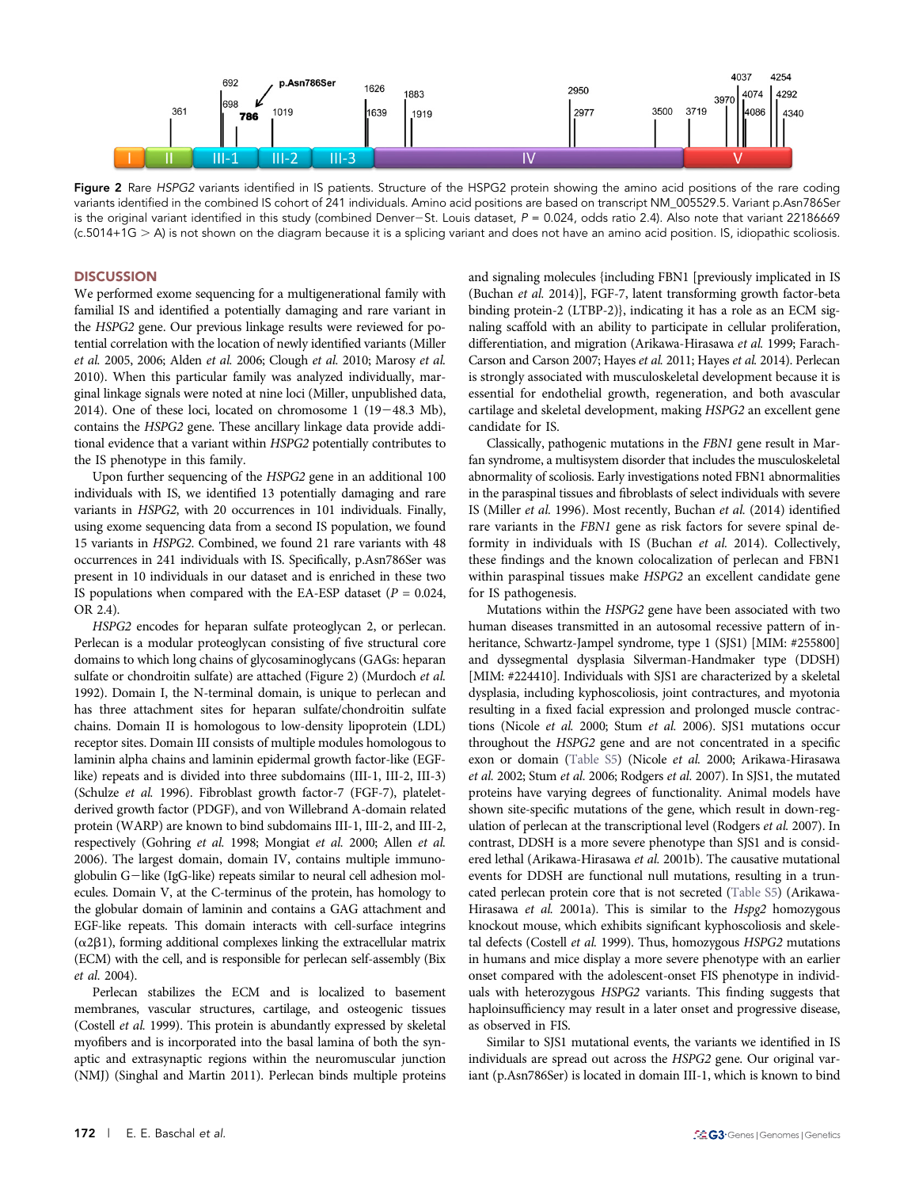Figure 2 Rare *HSPG2* variants identified in IS patients. Structure of the HSPG2 protein showing the amino acid positions of the rare coding variants identified in the combined IS cohort of 241 individuals. Amino acid positions are based on transcript NM_005529.5. Variant p.Asn786Ser is the original variant identified in this study (combined Denver−St. Louis dataset, *P* = 0.024, odds ratio 2.4). Also note that variant 22186669 (c.5014+1G > A) is not shown on the diagram because it is a splicing variant and does not have an amino acid position. IS, idiopathic scoliosis.

## DISCUSSION

We performed exome sequencing for a multigenerational family with familial IS and identified a potentially damaging and rare variant in the *HSPG2* gene. Our previous linkage results were reviewed for potential correlation with the location of newly identified variants (Miller *et al.* 2005, 2006; Alden *et al.* 2006; Clough *et al.* 2010; Marosy *et al.* 2010). When this particular family was analyzed individually, marginal linkage signals were noted at nine loci (Miller, unpublished data, 2014). One of these loci, located on chromosome 1 (19−48.3 Mb), contains the *HSPG2* gene. These ancillary linkage data provide additional evidence that a variant within *HSPG2* potentially contributes to the IS phenotype in this family.

Upon further sequencing of the *HSPG2* gene in an additional 100 individuals with IS, we identified 13 potentially damaging and rare variants in *HSPG2*, with 20 occurrences in 101 individuals. Finally, using exome sequencing data from a second IS population, we found 15 variants in *HSPG2*. Combined, we found 21 rare variants with 48 occurrences in 241 individuals with IS. Specifically, p.Asn786Ser was present in 10 individuals in our dataset and is enriched in these two IS populations when compared with the EA-ESP dataset (*P* = 0.024, OR 2.4).

*HSPG2* encodes for heparan sulfate proteoglycan 2, or perlecan. Perlecan is a modular proteoglycan consisting of five structural core domains to which long chains of glycosaminoglycans (GAGs: heparan sulfate or chondroitin sulfate) are attached (Figure 2) (Murdoch *et al.* 1992). Domain I, the N-terminal domain, is unique to perlecan and has three attachment sites for heparan sulfate/chondroitin sulfate chains. Domain II is homologous to low-density lipoprotein (LDL) receptor sites. Domain III consists of multiple modules homologous to laminin alpha chains and laminin epidermal growth factor-like (EGF-like) repeats and is divided into three subdomains (III-1, III-2, III-3) (Schulze *et al.* 1996). Fibroblast growth factor-7 (FGF-7), platelet-derived growth factor (PDGF), and von Willebrand A-domain related protein (WARP) are known to bind subdomains III-1, III-2, and III-2, respectively (Gohring *et al.* 1998; Mongiat *et al.* 2000; Allen *et al.* 2006). The largest domain, domain IV, contains multiple immunoglobulin G−like (IgG-like) repeats similar to neural cell adhesion molecules. Domain V, at the C-terminus of the protein, has homology to the globular domain of laminin and contains a GAG attachment and EGF-like repeats. This domain interacts with cell-surface integrins ($\alpha 2\beta 1$), forming additional complexes linking the extracellular matrix (ECM) with the cell, and is responsible for perlecan self-assembly (Bix *et al.* 2004).

Perlecan stabilizes the ECM and is localized to basement membranes, vascular structures, cartilage, and osteogenic tissues (Costell *et al.* 1999). This protein is abundantly expressed by skeletal myofibers and is incorporated into the basal lamina of both the synaptic and extrasynaptic regions within the neuromuscular junction (NMJ) (Singhal and Martin 2011). Perlecan binds multiple proteins and signaling molecules {including FBN1 [previously implicated in IS (Buchan *et al.* 2014)], FGF-7, latent transforming growth factor-beta binding protein-2 (LTBP-2)}, indicating it has a role as an ECM signaling scaffold with an ability to participate in cellular proliferation, differentiation, and migration (Arikawa-Hirasawa *et al.* 1999; Farach-Carson and Carson 2007; Hayes *et al.* 2011; Hayes *et al.* 2014). Perlecan is strongly associated with musculoskeletal development because it is essential for endothelial growth, regeneration, and both avascular cartilage and skeletal development, making *HSPG2* an excellent gene candidate for IS.

Classically, pathogenic mutations in the *FBN1* gene result in Marfan syndrome, a multisystem disorder that includes the musculoskeletal abnormality of scoliosis. Early investigations noted FBN1 abnormalities in the paraspinal tissues and fibroblasts of select individuals with severe IS (Miller *et al.* 1996). Most recently, Buchan *et al.* (2014) identified rare variants in the *FBN1* gene as risk factors for severe spinal deformity in individuals with IS (Buchan *et al.* 2014). Collectively, these findings and the known colocalization of perlecan and FBN1 within paraspinal tissues make *HSPG2* an excellent candidate gene for IS pathogenesis.

Mutations within the *HSPG2* gene have been associated with two human diseases transmitted in an autosomal recessive pattern of inheritance, Schwartz-Jampel syndrome, type 1 (SJS1) [MIM: #255800] and dyssegmental dysplasia Silverman-Handmaker type (DDSH) [MIM: #224410]. Individuals with SJS1 are characterized by a skeletal dysplasia, including kyphoscoliosis, joint contractures, and myotonia resulting in a fixed facial expression and prolonged muscle contractions (Nicole *et al.* 2000; Stum *et al.* 2006). SJS1 mutations occur throughout the *HSPG2* gene and are not concentrated in a specific exon or domain (Table S5) (Nicole *et al.* 2000; Arikawa-Hirasawa *et al.* 2002; Stum *et al.* 2006; Rodgers *et al.* 2007). In SJS1, the mutated proteins have varying degrees of functionality. Animal models have shown site-specific mutations of the gene, which result in down-regulation of perlecan at the transcriptional level (Rodgers *et al.* 2007). In contrast, DDSH is a more severe phenotype than SJS1 and is considered lethal (Arikawa-Hirasawa *et al.* 2001b). The causative mutational events for DDSH are functional null mutations, resulting in a truncated perlecan protein core that is not secreted (Table S5) (Arikawa-Hirasawa *et al.* 2001a). This is similar to the *Hspg2* homozygous knockout mouse, which exhibits significant kyphoscoliosis and skeletal defects (Costell *et al.* 1999). Thus, homozygous *HSPG2* mutations in humans and mice display a more severe phenotype with an earlier onset compared with the adolescent-onset FIS phenotype in individuals with heterozygous *HSPG2* variants. This finding suggests that haploinsufficiency may result in a later onset and progressive disease, as observed in FIS.

Similar to SJS1 mutational events, the variants we identified in IS individuals are spread out across the *HSPG2* gene. Our original variant (p.Asn786Ser) is located in domain III-1, which is known to bind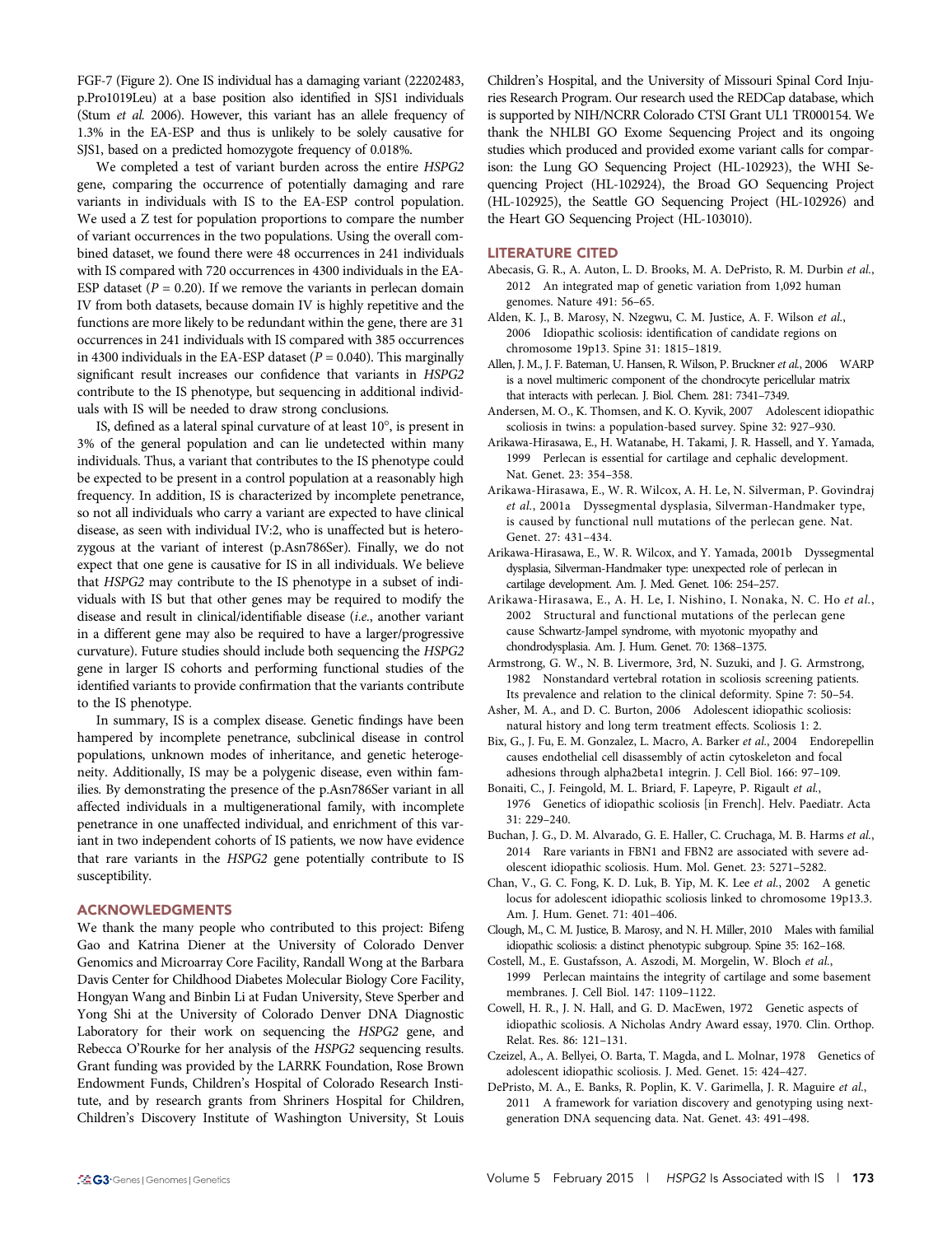FGF-7 (Figure 2). One IS individual has a damaging variant (22202483, p.Pro1019Leu) at a base position also identified in SJS1 individuals (Stum *et al.* 2006). However, this variant has an allele frequency of 1.3% in the EA-ESP and thus is unlikely to be solely causative for SJS1, based on a predicted homozygote frequency of 0.018%.

We completed a test of variant burden across the entire *HSPG2* gene, comparing the occurrence of potentially damaging and rare variants in individuals with IS to the EA-ESP control population. We used a Z test for population proportions to compare the number of variant occurrences in the two populations. Using the overall combined dataset, we found there were 48 occurrences in 241 individuals with IS compared with 720 occurrences in 4300 individuals in the EA-ESP dataset ($P = 0.20$). If we remove the variants in perlecan domain IV from both datasets, because domain IV is highly repetitive and the functions are more likely to be redundant within the gene, there are 31 occurrences in 241 individuals with IS compared with 385 occurrences in 4300 individuals in the EA-ESP dataset ($P = 0.040$). This marginally significant result increases our confidence that variants in *HSPG2* contribute to the IS phenotype, but sequencing in additional individuals with IS will be needed to draw strong conclusions.

IS, defined as a lateral spinal curvature of at least 10°, is present in 3% of the general population and can lie undetected within many individuals. Thus, a variant that contributes to the IS phenotype could be expected to be present in a control population at a reasonably high frequency. In addition, IS is characterized by incomplete penetrance, so not all individuals who carry a variant are expected to have clinical disease, as seen with individual IV:2, who is unaffected but is heterozygous at the variant of interest (p.Asn786Ser). Finally, we do not expect that one gene is causative for IS in all individuals. We believe that *HSPG2* may contribute to the IS phenotype in a subset of individuals with IS but that other genes may be required to modify the disease and result in clinical/identifiable disease (*i.e.*, another variant in a different gene may also be required to have a larger/progressive curvature). Future studies should include both sequencing the *HSPG2* gene in larger IS cohorts and performing functional studies of the identified variants to provide confirmation that the variants contribute to the IS phenotype.

In summary, IS is a complex disease. Genetic findings have been hampered by incomplete penetrance, subclinical disease in control populations, unknown modes of inheritance, and genetic heterogeneity. Additionally, IS may be a polygenic disease, even within families. By demonstrating the presence of the p.Asn786Ser variant in all affected individuals in a multigenerational family, with incomplete penetrance in one unaffected individual, and enrichment of this variant in two independent cohorts of IS patients, we now have evidence that rare variants in the *HSPG2* gene potentially contribute to IS susceptibility.

## ACKNOWLEDGMENTS

We thank the many people who contributed to this project: Bifeng Gao and Katrina Diener at the University of Colorado Denver Genomics and Microarray Core Facility, Randall Wong at the Barbara Davis Center for Childhood Diabetes Molecular Biology Core Facility, Hongyan Wang and Binbin Li at Fudan University, Steve Sperber and Yong Shi at the University of Colorado Denver DNA Diagnostic Laboratory for their work on sequencing the *HSPG2* gene, and Rebecca O'Rourke for her analysis of the *HSPG2* sequencing results. Grant funding was provided by the LARRK Foundation, Rose Brown Endowment Funds, Children's Hospital of Colorado Research Institute, and by research grants from Shriners Hospital for Children, Children's Discovery Institute of Washington University, St Louis Children's Hospital, and the University of Missouri Spinal Cord Injuries Research Program. Our research used the REDCap database, which is supported by NIH/NCRR Colorado CTSI Grant UL1 TR000154. We thank the NHLBI GO Exome Sequencing Project and its ongoing studies which produced and provided exome variant calls for comparison: the Lung GO Sequencing Project (HL-102923), the WHI Sequencing Project (HL-102924), the Broad GO Sequencing Project (HL-102925), the Seattle GO Sequencing Project (HL-102926) and the Heart GO Sequencing Project (HL-103010).

## LITERATURE CITED

Abecasis, G. R., A. Auton, L. D. Brooks, M. A. DePristo, R. M. Durbin *et al.*, 2012 An integrated map of genetic variation from 1,092 human genomes. Nature 491: 56–65.

Alden, K. J., B. Marosy, N. Nzegwu, C. M. Justice, A. F. Wilson *et al.*, 2006 Idiopathic scoliosis: identification of candidate regions on chromosome 19p13. Spine 31: 1815–1819.

Allen, J. M., J. F. Bateman, U. Hansen, R. Wilson, P. Bruckner *et al.*, 2006 WARP is a novel multimeric component of the chondrocyte pericellular matrix that interacts with perlecan. J. Biol. Chem. 281: 7341–7349.

Andersen, M. O., K. Thomsen, and K. O. Kyvik, 2007 Adolescent idiopathic scoliosis in twins: a population-based survey. Spine 32: 927–930.

Arikawa-Hirasawa, E., H. Watanabe, H. Takami, J. R. Hassell, and Y. Yamada, 1999 Perlecan is essential for cartilage and cephalic development. Nat. Genet. 23: 354–358.

Arikawa-Hirasawa, E., W. R. Wilcox, A. H. Le, N. Silverman, P. Govindraj *et al.*, 2001a Dyssegmental dysplasia, Silverman-Handmaker type, is caused by functional null mutations of the perlecan gene. Nat. Genet. 27: 431–434.

Arikawa-Hirasawa, E., W. R. Wilcox, and Y. Yamada, 2001b Dyssegmental dysplasia, Silverman-Handmaker type: unexpected role of perlecan in cartilage development. Am. J. Med. Genet. 106: 254–257.

Arikawa-Hirasawa, E., A. H. Le, I. Nishino, I. Nonaka, N. C. Ho *et al.*, 2002 Structural and functional mutations of the perlecan gene cause Schwartz-Jampel syndrome, with myotonic myopathy and chondrodysplasia. Am. J. Hum. Genet. 70: 1368–1375.

Armstrong, G. W., N. B. Livermore, 3rd, N. Suzuki, and J. G. Armstrong, 1982 Nonstandard vertebral rotation in scoliosis screening patients. Its prevalence and relation to the clinical deformity. Spine 7: 50–54.

Asher, M. A., and D. C. Burton, 2006 Adolescent idiopathic scoliosis: natural history and long term treatment effects. Scoliosis 1: 2.

Bix, G., J. Fu, E. M. Gonzalez, L. Macro, A. Barker *et al.*, 2004 Endorepellin causes endothelial cell disassembly of actin cytoskeleton and focal adhesions through alpha2beta1 integrin. J. Cell Biol. 166: 97–109.

Bonaiti, C., J. Feingold, M. L. Briard, F. Lapeyre, P. Rigault *et al.*, 1976 Genetics of idiopathic scoliosis [in French]. Helv. Paediatr. Acta 31: 229–240.

Buchan, J. G., D. M. Alvarado, G. E. Haller, C. Cruchaga, M. B. Harms *et al.*, 2014 Rare variants in FBN1 and FBN2 are associated with severe adolescent idiopathic scoliosis. Hum. Mol. Genet. 23: 5271–5282.

Chan, V., G. C. Fong, K. D. Luk, B. Yip, M. K. Lee *et al.*, 2002 A genetic locus for adolescent idiopathic scoliosis linked to chromosome 19p13.3. Am. J. Hum. Genet. 71: 401–406.

Clough, M., C. M. Justice, B. Marosy, and N. H. Miller, 2010 Males with familial idiopathic scoliosis: a distinct phenotypic subgroup. Spine 35: 162–168.

Costell, M., E. Gustafsson, A. Aszodi, M. Morgelin, W. Bloch *et al.*, 1999 Perlecan maintains the integrity of cartilage and some basement membranes. J. Cell Biol. 147: 1109–1122.

Cowell, H. R., J. N. Hall, and G. D. MacEwen, 1972 Genetic aspects of idiopathic scoliosis. A Nicholas Andry Award essay, 1970. Clin. Orthop. Relat. Res. 86: 121–131.

Czeizel, A., A. Bellyei, O. Barta, T. Magda, and L. Molnar, 1978 Genetics of adolescent idiopathic scoliosis. J. Med. Genet. 15: 424–427.

DePristo, M. A., E. Banks, R. Poplin, K. V. Garimella, J. R. Maguire *et al.*, 2011 A framework for variation discovery and genotyping using next-generation DNA sequencing data. Nat. Genet. 43: 491–498.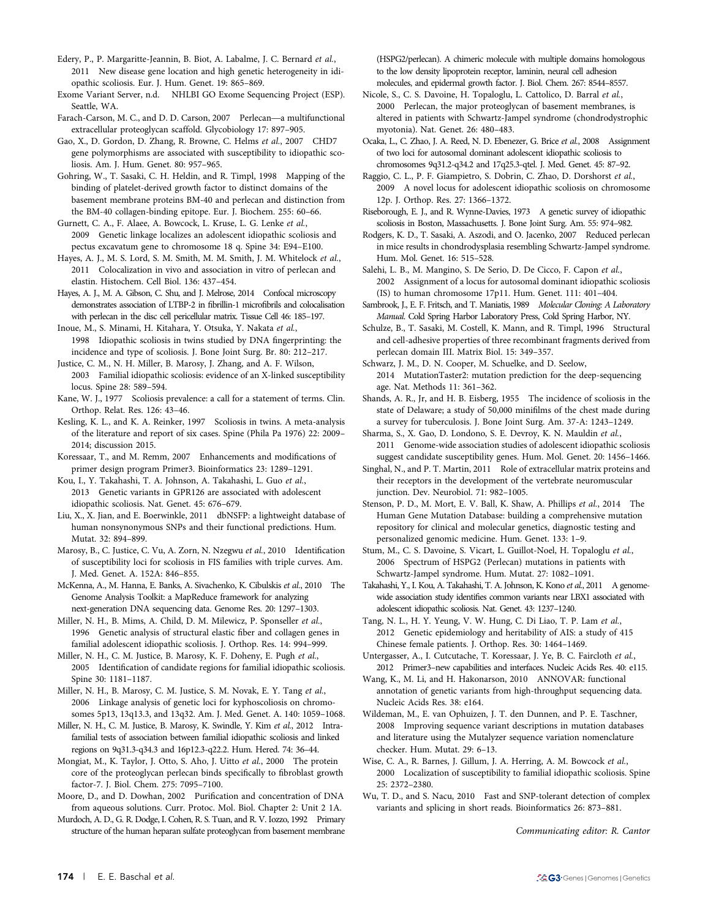Edery, P., P. Margaritte-Jeannin, B. Biot, A. Labalme, J. C. Bernard *et al.*, 2011 New disease gene location and high genetic heterogeneity in idiopathic scoliosis. Eur. J. Hum. Genet. 19: 865–869.

Exome Variant Server, n.d. NHLBI GO Exome Sequencing Project (ESP). Seattle, WA.

Farach-Carson, M. C., and D. D. Carson, 2007 Perlecan—a multifunctional extracellular proteoglycan scaffold. Glycobiology 17: 897–905.

Gao, X., D. Gordon, D. Zhang, R. Browne, C. Helms *et al.*, 2007 CHD7 gene polymorphisms are associated with susceptibility to idiopathic scoliosis. Am. J. Hum. Genet. 80: 957–965.

Gohring, W., T. Sasaki, C. H. Heldin, and R. Timpl, 1998 Mapping of the binding of platelet-derived growth factor to distinct domains of the basement membrane proteins BM-40 and perlecan and distinction from the BM-40 collagen-binding epitope. Eur. J. Biochem. 255: 60–66.

Gurnett, C. A., F. Alaee, A. Bowcock, L. Kruse, L. G. Lenke *et al.*, 2009 Genetic linkage localizes an adolescent idiopathic scoliosis and pectus excavatum gene to chromosome 18 q. Spine 34: E94–E100.

Hayes, A. J., M. S. Lord, S. M. Smith, M. M. Smith, J. M. Whitelock *et al.*, 2011 Colocalization in vivo and association in vitro of perlecan and elastin. Histochem. Cell Biol. 136: 437–454.

Hayes, A. J., M. A. Gibson, C. Shu, and J. Melrose, 2014 Confocal microscopy demonstrates association of LTBP-2 in fibrillin-1 microfibrils and colocalisation with perlecan in the disc cell pericellular matrix. Tissue Cell 46: 185–197.

Inoue, M., S. Minami, H. Kitahara, Y. Otsuka, Y. Nakata *et al.*, 1998 Idiopathic scoliosis in twins studied by DNA fingerprinting: the incidence and type of scoliosis. J. Bone Joint Surg. Br. 80: 212–217.

Justice, C. M., N. H. Miller, B. Marosy, J. Zhang, and A. F. Wilson, 2003 Familial idiopathic scoliosis: evidence of an X-linked susceptibility locus. Spine 28: 589–594.

Kane, W. J., 1977 Scoliosis prevalence: a call for a statement of terms. Clin. Orthop. Relat. Res. 126: 43–46.

Kesling, K. L., and K. A. Reinker, 1997 Scoliosis in twins. A meta-analysis of the literature and report of six cases. Spine (Phila Pa 1976) 22: 2009–2014; discussion 2015.

Koressaar, T., and M. Remm, 2007 Enhancements and modifications of primer design program Primer3. Bioinformatics 23: 1289–1291.

Kou, I., Y. Takahashi, T. A. Johnson, A. Takahashi, L. Guo *et al.*, 2013 Genetic variants in GPR126 are associated with adolescent idiopathic scoliosis. Nat. Genet. 45: 676–679.

Liu, X., X. Jian, and E. Boerwinkle, 2011 dbNSFP: a lightweight database of human nonsynonymous SNPs and their functional predictions. Hum. Mutat. 32: 894–899.

Marosy, B., C. Justice, C. Vu, A. Zorn, N. Nzegwu *et al.*, 2010 Identification of susceptibility loci for scoliosis in FIS families with triple curves. Am. J. Med. Genet. A. 152A: 846–855.

McKenna, A., M. Hanna, E. Banks, A. Sivachenko, K. Cibulskis *et al.*, 2010 The Genome Analysis Toolkit: a MapReduce framework for analyzing next-generation DNA sequencing data. Genome Res. 20: 1297–1303.

Miller, N. H., B. Mims, A. Child, D. M. Milewicz, P. Sponseller *et al.*, 1996 Genetic analysis of structural elastic fiber and collagen genes in familial adolescent idiopathic scoliosis. J. Orthop. Res. 14: 994–999.

Miller, N. H., C. M. Justice, B. Marosy, K. F. Doheny, E. Pugh *et al.*, 2005 Identification of candidate regions for familial idiopathic scoliosis. Spine 30: 1181–1187.

Miller, N. H., B. Marosy, C. M. Justice, S. M. Novak, E. Y. Tang *et al.*, 2006 Linkage analysis of genetic loci for kyphoscoliosis on chromosomes 5p13, 13q13.3, and 13q32. Am. J. Med. Genet. A. 140: 1059–1068.

Miller, N. H., C. M. Justice, B. Marosy, K. Swindle, Y. Kim *et al.*, 2012 Intrafamilial tests of association between familial idiopathic scoliosis and linked regions on 9q31.3-q34.3 and 16p12.3-q22.2. Hum. Hered. 74: 36–44.

Mongiat, M., K. Taylor, J. Otto, S. Aho, J. Uitto *et al.*, 2000 The protein core of the proteoglycan perlecan binds specifically to fibroblast growth factor-7. J. Biol. Chem. 275: 7095–7100.

Moore, D., and D. Dowhan, 2002 Purification and concentration of DNA from aqueous solutions. Curr. Protoc. Mol. Biol. Chapter 2: Unit 2 1A.

Murdoch, A. D., G. R. Dodge, I. Cohen, R. S. Tuan, and R. V. Iozzo, 1992 Primary structure of the human heparan sulfate proteoglycan from basement membrane (HSPG2/perlecan). A chimeric molecule with multiple domains homologous to the low density lipoprotein receptor, laminin, neural cell adhesion molecules, and epidermal growth factor. J. Biol. Chem. 267: 8544–8557.

Nicole, S., C. S. Davoine, H. Topaloglu, L. Cattolico, D. Barral *et al.*, 2000 Perlecan, the major proteoglycan of basement membranes, is altered in patients with Schwartz-Jampel syndrome (chondrodystrophic myotonia). Nat. Genet. 26: 480–483.

Ocaka, L., C. Zhao, J. A. Reed, N. D. Ebenezer, G. Brice *et al.*, 2008 Assignment of two loci for autosomal dominant adolescent idiopathic scoliosis to chromosomes 9q31.2-q34.2 and 17q25.3-qtel. J. Med. Genet. 45: 87–92.

Raggio, C. L., P. F. Giampietro, S. Dobrin, C. Zhao, D. Dorshorst *et al.*, 2009 A novel locus for adolescent idiopathic scoliosis on chromosome 12p. J. Orthop. Res. 27: 1366–1372.

Riseborough, E. J., and R. Wynne-Davies, 1973 A genetic survey of idiopathic scoliosis in Boston, Massachusetts. J. Bone Joint Surg. Am. 55: 974–982.

Rodgers, K. D., T. Sasaki, A. Aszodi, and O. Jacenko, 2007 Reduced perlecan in mice results in chondrodysplasia resembling Schwartz-Jampel syndrome. Hum. Mol. Genet. 16: 515–528.

Salehi, L. B., M. Mangino, S. De Serio, D. De Cicco, F. Capon *et al.*, 2002 Assignment of a locus for autosomal dominant idiopathic scoliosis (IS) to human chromosome 17p11. Hum. Genet. 111: 401–404.

Sambrook, J., E. F. Fritsch, and T. Maniatis, 1989 *Molecular Cloning: A Laboratory Manual*. Cold Spring Harbor Laboratory Press, Cold Spring Harbor, NY.

Schulze, B., T. Sasaki, M. Costell, K. Mann, and R. Timpl, 1996 Structural and cell-adhesive properties of three recombinant fragments derived from perlecan domain III. Matrix Biol. 15: 349–357.

Schwarz, J. M., D. N. Cooper, M. Schuelke, and D. Seelow, 2014 MutationTaster2: mutation prediction for the deep-sequencing age. Nat. Methods 11: 361–362.

Shands, A. R., Jr, and H. B. Eisberg, 1955 The incidence of scoliosis in the state of Delaware; a study of 50,000 minifilms of the chest made during a survey for tuberculosis. J. Bone Joint Surg. Am. 37-A: 1243–1249.

Sharma, S., X. Gao, D. Londono, S. E. Devroy, K. N. Mauldin *et al.*, 2011 Genome-wide association studies of adolescent idiopathic scoliosis suggest candidate susceptibility genes. Hum. Mol. Genet. 20: 1456–1466.

Singhal, N., and P. T. Martin, 2011 Role of extracellular matrix proteins and their receptors in the development of the vertebrate neuromuscular junction. Dev. Neurobiol. 71: 982–1005.

Stenson, P. D., M. Mort, E. V. Ball, K. Shaw, A. Phillips *et al.*, 2014 The Human Gene Mutation Database: building a comprehensive mutation repository for clinical and molecular genetics, diagnostic testing and personalized genomic medicine. Hum. Genet. 133: 1–9.

Stum, M., C. S. Davoine, S. Vicart, L. Guillot-Noel, H. Topaloglu *et al.*, 2006 Spectrum of HSPG2 (Perlecan) mutations in patients with Schwartz-Jampel syndrome. Hum. Mutat. 27: 1082–1091.

Takahashi, Y., I. Kou, A. Takahashi, T. A. Johnson, K. Kono *et al.*, 2011 A genome-wide association study identifies common variants near LBX1 associated with adolescent idiopathic scoliosis. Nat. Genet. 43: 1237–1240.

Tang, N. L., H. Y. Yeung, V. W. Hung, C. Di Liao, T. P. Lam *et al.*, 2012 Genetic epidemiology and heritability of AIS: a study of 415 Chinese female patients. J. Orthop. Res. 30: 1464–1469.

Untergasser, A., I. Cutcutache, T. Koressaar, J. Ye, B. C. Faircloth *et al.*, 2012 Primer3–new capabilities and interfaces. Nucleic Acids Res. 40: e115.

Wang, K., M. Li, and H. Hakonarson, 2010 ANNOVAR: functional annotation of genetic variants from high-throughput sequencing data. Nucleic Acids Res. 38: e164.

Wildeman, M., E. van Ophuizen, J. T. den Dunnen, and P. E. Taschner, 2008 Improving sequence variant descriptions in mutation databases and literature using the Mutalyzer sequence variation nomenclature checker. Hum. Mutat. 29: 6–13.

Wise, C. A., R. Barnes, J. Gillum, J. A. Herring, A. M. Bowcock *et al.*, 2000 Localization of susceptibility to familial idiopathic scoliosis. Spine 25: 2372–2380.

Wu, T. D., and S. Nacu, 2010 Fast and SNP-tolerant detection of complex variants and splicing in short reads. Bioinformatics 26: 873–881.

*Communicating editor: R. Cantor*